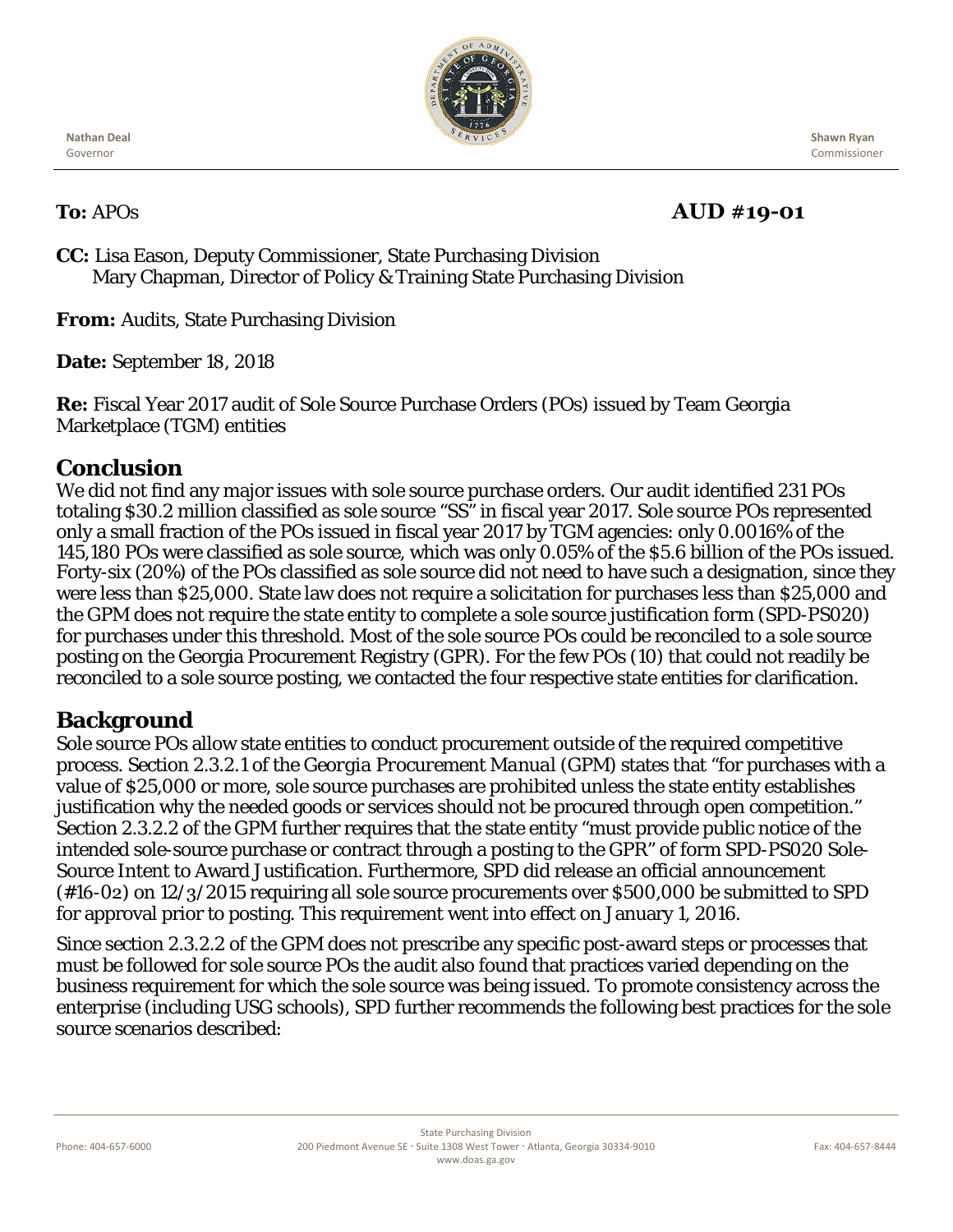Nathan Deal
Governor

Shawn Ryan
Commissioner

**To:** APOs **AUD #19-01**

**CC:** Lisa Eason, Deputy Commissioner, State Purchasing Division
Mary Chapman, Director of Policy & Training State Purchasing Division

**From:** Audits, State Purchasing Division

**Date:** September 18, 2018

**Re:** Fiscal Year 2017 audit of Sole Source Purchase Orders (POs) issued by Team Georgia Marketplace (TGM) entities

## Conclusion

We did not find any major issues with sole source purchase orders. Our audit identified 231 POs totaling $30.2 million classified as sole source "SS" in fiscal year 2017. Sole source POs represented only a small fraction of the POs issued in fiscal year 2017 by TGM agencies: only 0.0016% of the 145,180 POs were classified as sole source, which was only 0.05% of the $5.6 billion of the POs issued. Forty-six (20%) of the POs classified as sole source did not need to have such a designation, since they were less than $25,000. State law does not require a solicitation for purchases less than $25,000 and the GPM does not require the state entity to complete a sole source justification form (SPD-PS020) for purchases under this threshold. Most of the sole source POs could be reconciled to a sole source posting on the Georgia Procurement Registry (GPR). For the few POs (10) that could not readily be reconciled to a sole source posting, we contacted the four respective state entities for clarification.

## Background

Sole source POs allow state entities to conduct procurement outside of the required competitive process. Section 2.3.2.1 of the *Georgia Procurement Manual* (GPM) states that "for purchases with a value of $25,000 or more, sole source purchases are prohibited unless the state entity establishes justification why the needed goods or services should not be procured through open competition." Section 2.3.2.2 of the GPM further requires that the state entity "must provide public notice of the intended sole-source purchase or contract through a posting to the GPR" of form SPD-PS020 Sole-Source Intent to Award Justification. Furthermore, SPD did release an official announcement (#16-02) on 12/3/2015 requiring all sole source procurements over $500,000 be submitted to SPD for approval prior to posting. This requirement went into effect on January 1, 2016.

Since section 2.3.2.2 of the GPM does not prescribe any specific post-award steps or processes that must be followed for sole source POs the audit also found that practices varied depending on the business requirement for which the sole source was being issued. To promote consistency across the enterprise (including USG schools), SPD further recommends the following best practices for the sole source scenarios described: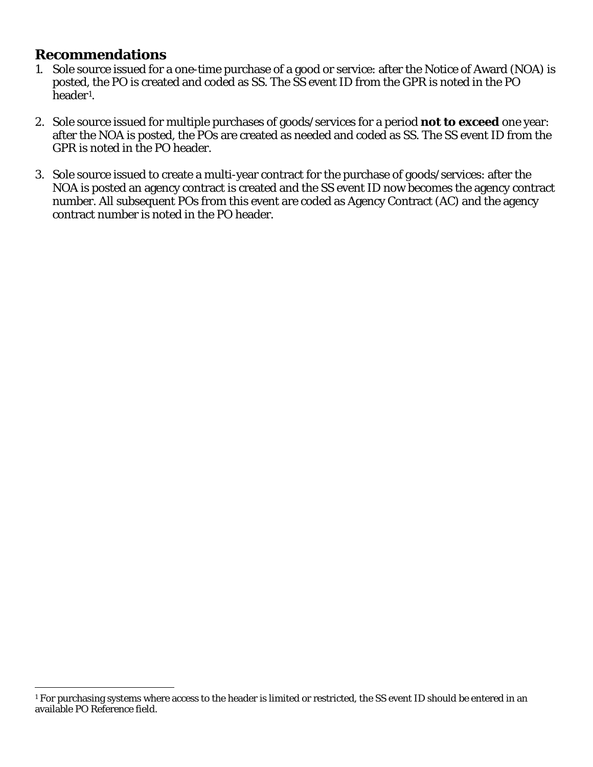## Recommendations

1. Sole source issued for a one-time purchase of a good or service: after the Notice of Award (NOA) is posted, the PO is created and coded as SS. The SS event ID from the GPR is noted in the PO header[1].

2. Sole source issued for multiple purchases of goods/services for a period **not to exceed** one year: after the NOA is posted, the POs are created as needed and coded as SS. The SS event ID from the GPR is noted in the PO header.

3. Sole source issued to create a multi-year contract for the purchase of goods/services: after the NOA is posted an agency contract is created and the SS event ID now becomes the agency contract number. All subsequent POs from this event are coded as Agency Contract (AC) and the agency contract number is noted in the PO header.

---

[1] For purchasing systems where access to the header is limited or restricted, the SS event ID should be entered in an available PO Reference field.